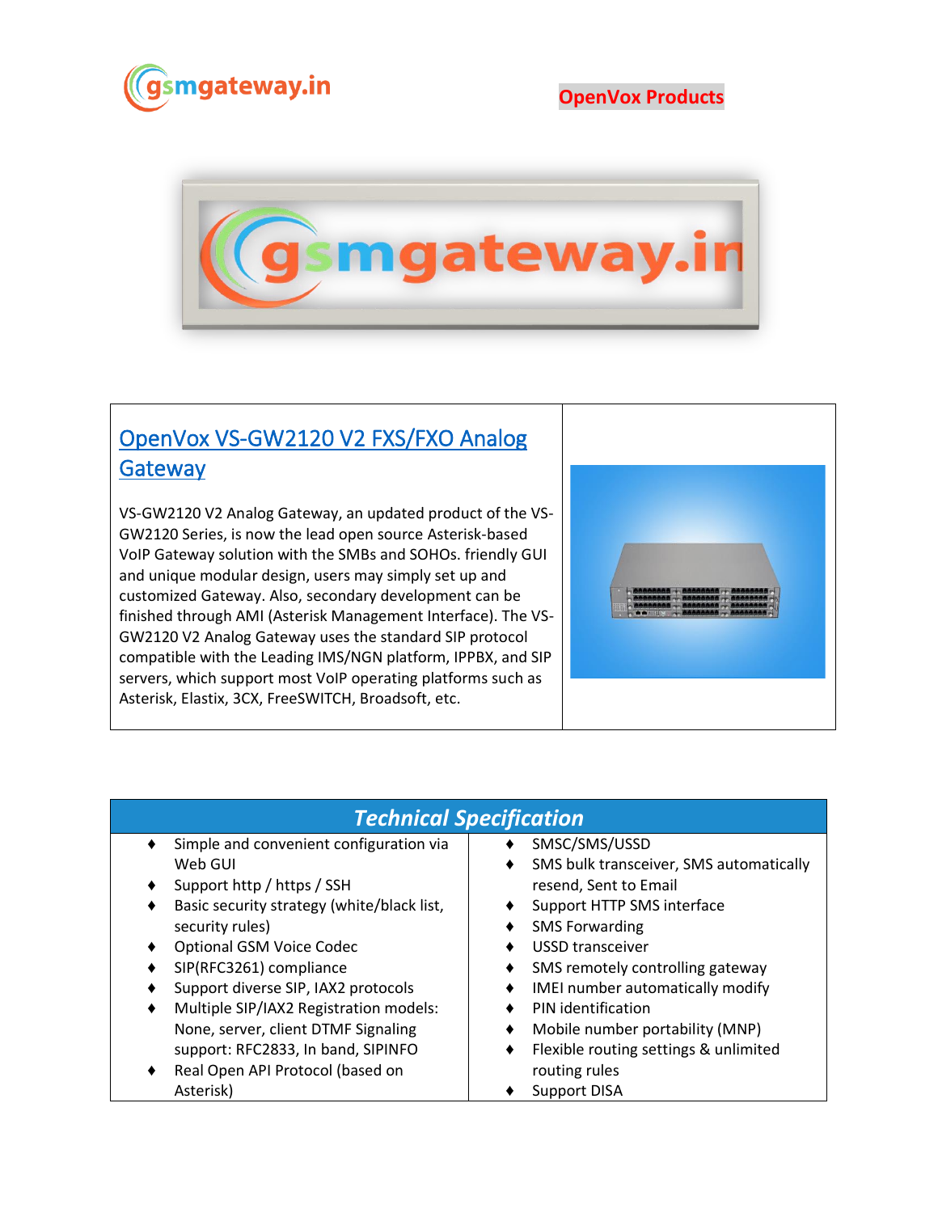OpenVox Products

## [OpenVox VS-GW2120 V2 FXS/FXO Analog Gateway]()

VS-GW2120 V2 Analog Gateway, an updated product of the VS-GW2120 Series, is now the lead open source Asterisk-based VoIP Gateway solution with the SMBs and SOHOs. friendly GUI and unique modular design, users may simply set up and customized Gateway. Also, secondary development can be finished through AMI (Asterisk Management Interface). The VS-GW2120 V2 Analog Gateway uses the standard SIP protocol compatible with the Leading IMS/NGN platform, IPPBX, and SIP servers, which support most VoIP operating platforms such as Asterisk, Elastix, 3CX, FreeSWITCH, Broadsoft, etc.

## *Technical Specification*

- Simple and convenient configuration via Web GUI
- Support http / https / SSH
- Basic security strategy (white/black list, security rules)
- Optional GSM Voice Codec
- SIP(RFC3261) compliance
- Support diverse SIP, IAX2 protocols
- Multiple SIP/IAX2 Registration models: None, server, client DTMF Signaling support: RFC2833, In band, SIPINFO
- Real Open API Protocol (based on Asterisk)
- SMSC/SMS/USSD
- SMS bulk transceiver, SMS automatically resend, Sent to Email
- Support HTTP SMS interface
- SMS Forwarding
- USSD transceiver
- SMS remotely controlling gateway
- IMEI number automatically modify
- PIN identification
- Mobile number portability (MNP)
- Flexible routing settings & unlimited routing rules
- Support DISA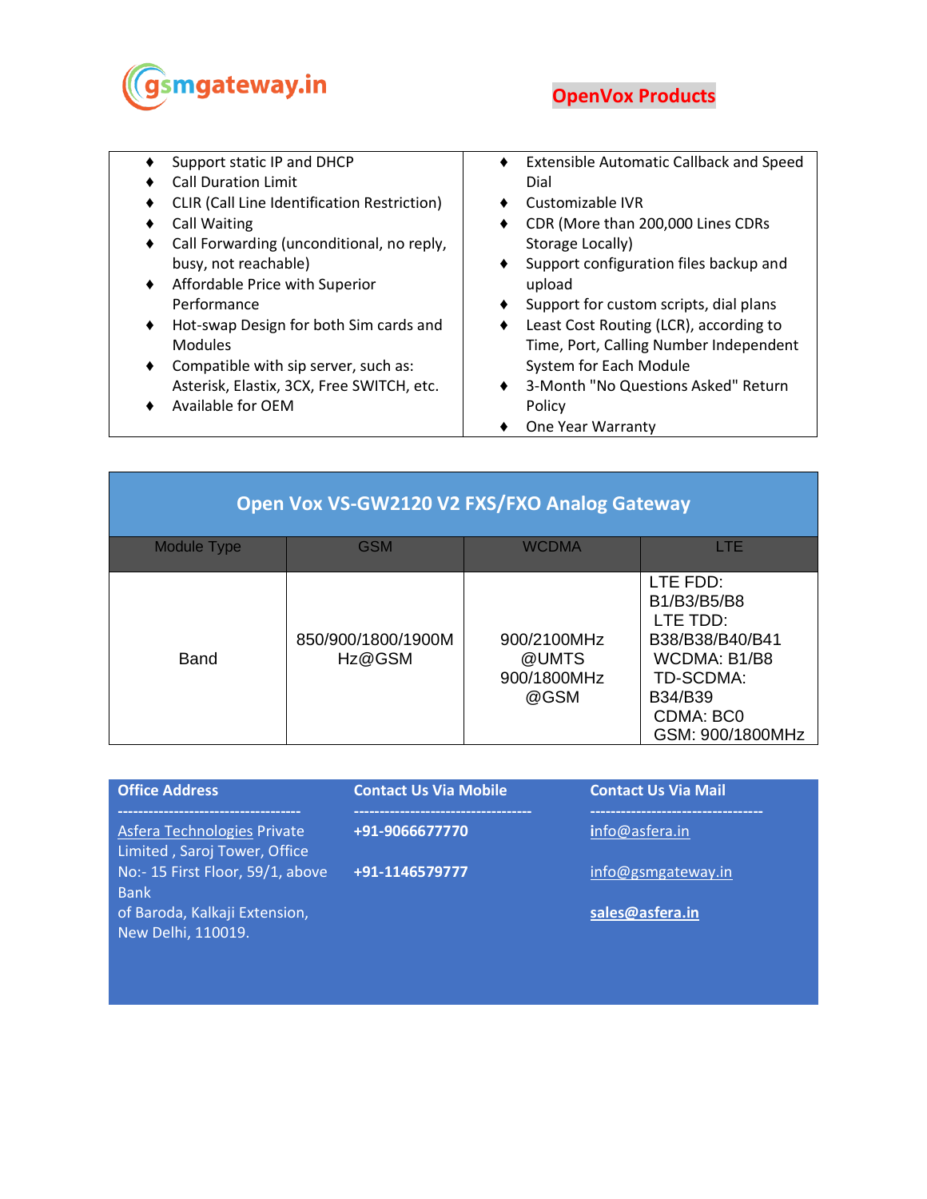gsmgateway.in

**OpenVox Products**

- Support static IP and DHCP
- Call Duration Limit
- CLIR (Call Line Identification Restriction)
- Call Waiting
- Call Forwarding (unconditional, no reply, busy, not reachable)
- Affordable Price with Superior Performance
- Hot-swap Design for both Sim cards and Modules
- Compatible with sip server, such as: Asterisk, Elastix, 3CX, Free SWITCH, etc.
- Available for OEM
- Extensible Automatic Callback and Speed Dial
- Customizable IVR
- CDR (More than 200,000 Lines CDRs Storage Locally)
- Support configuration files backup and upload
- Support for custom scripts, dial plans
- Least Cost Routing (LCR), according to Time, Port, Calling Number Independent System for Each Module
- 3-Month "No Questions Asked" Return Policy
- One Year Warranty

## Open Vox VS-GW2120 V2 FXS/FXO Analog Gateway

| Module Type | GSM | WCDMA | LTE |
|---|---|---|---|
| Band | 850/900/1800/1900MHz@GSM | 900/2100MHz @UMTS 900/1800MHz @GSM | LTE FDD: B1/B3/B5/B8 LTE TDD: B38/B38/B40/B41 WCDMA: B1/B8 TD-SCDMA: B34/B39 CDMA: BC0 GSM: 900/1800MHz |

**Office Address**

-----------------------------------

Asfera Technologies Private Limited , Saroj Tower, Office No:- 15 First Floor, 59/1, above Bank
of Baroda, Kalkaji Extension, New Delhi, 110019.

**Contact Us Via Mobile**

-----------------------------------

**+91-9066677770**

**+91-1146579777**

**Contact Us Via Mail**

-----------------------------------

info@asfera.in

info@gsmgateway.in

**sales@asfera.in**